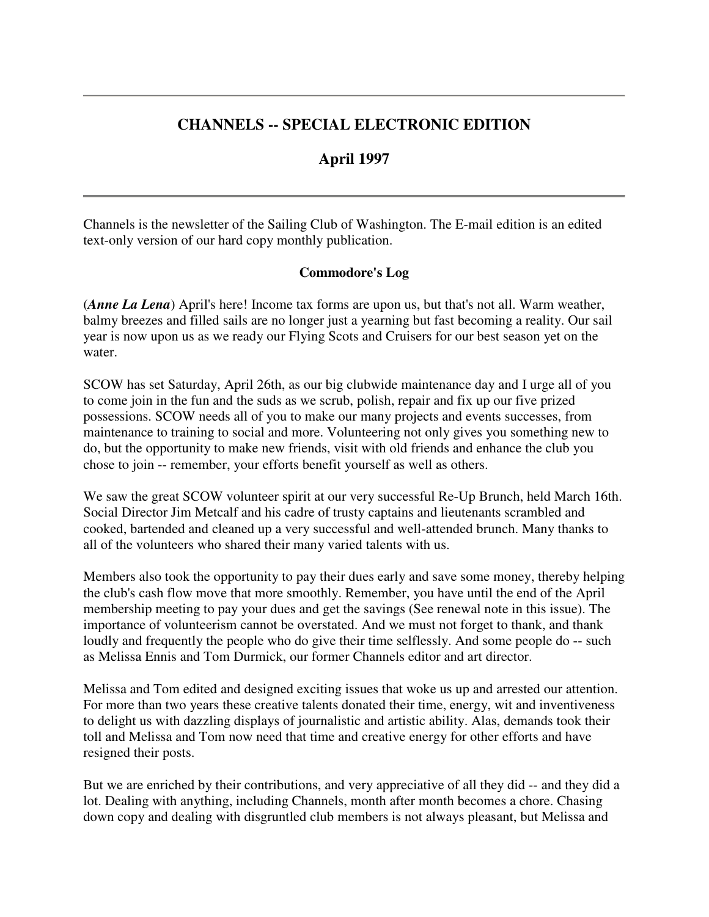---

## CHANNELS -- SPECIAL ELECTRONIC EDITION

## April 1997

---

Channels is the newsletter of the Sailing Club of Washington. The E-mail edition is an edited text-only version of our hard copy monthly publication.

### Commodore's Log

(***Anne La Lena***) April's here! Income tax forms are upon us, but that's not all. Warm weather, balmy breezes and filled sails are no longer just a yearning but fast becoming a reality. Our sail year is now upon us as we ready our Flying Scots and Cruisers for our best season yet on the water.

SCOW has set Saturday, April 26th, as our big clubwide maintenance day and I urge all of you to come join in the fun and the suds as we scrub, polish, repair and fix up our five prized possessions. SCOW needs all of you to make our many projects and events successes, from maintenance to training to social and more. Volunteering not only gives you something new to do, but the opportunity to make new friends, visit with old friends and enhance the club you chose to join -- remember, your efforts benefit yourself as well as others.

We saw the great SCOW volunteer spirit at our very successful Re-Up Brunch, held March 16th. Social Director Jim Metcalf and his cadre of trusty captains and lieutenants scrambled and cooked, bartended and cleaned up a very successful and well-attended brunch. Many thanks to all of the volunteers who shared their many varied talents with us.

Members also took the opportunity to pay their dues early and save some money, thereby helping the club's cash flow move that more smoothly. Remember, you have until the end of the April membership meeting to pay your dues and get the savings (See renewal note in this issue). The importance of volunteerism cannot be overstated. And we must not forget to thank, and thank loudly and frequently the people who do give their time selflessly. And some people do -- such as Melissa Ennis and Tom Durmick, our former Channels editor and art director.

Melissa and Tom edited and designed exciting issues that woke us up and arrested our attention. For more than two years these creative talents donated their time, energy, wit and inventiveness to delight us with dazzling displays of journalistic and artistic ability. Alas, demands took their toll and Melissa and Tom now need that time and creative energy for other efforts and have resigned their posts.

But we are enriched by their contributions, and very appreciative of all they did -- and they did a lot. Dealing with anything, including Channels, month after month becomes a chore. Chasing down copy and dealing with disgruntled club members is not always pleasant, but Melissa and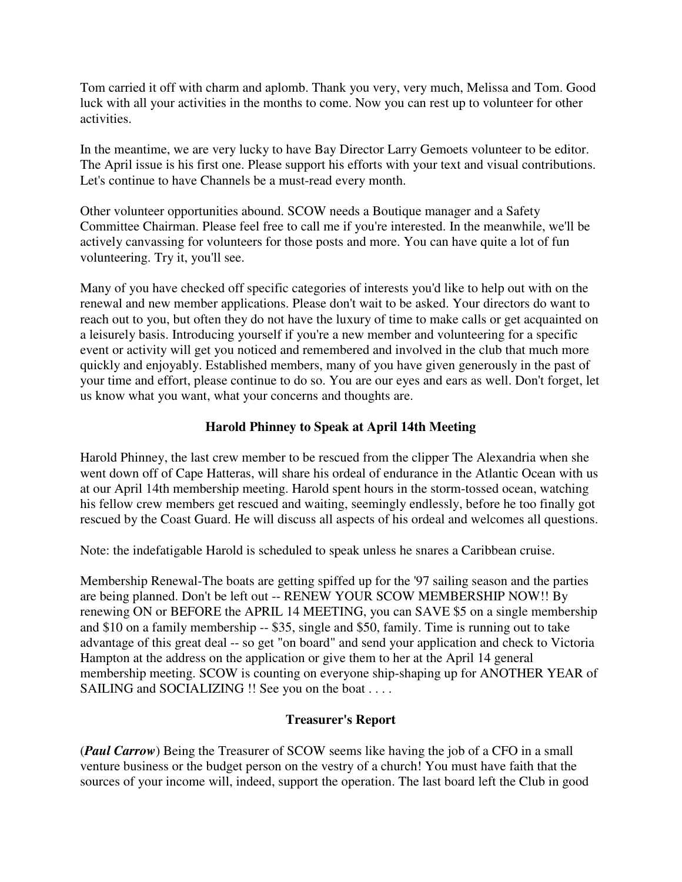Tom carried it off with charm and aplomb. Thank you very, very much, Melissa and Tom. Good luck with all your activities in the months to come. Now you can rest up to volunteer for other activities.

In the meantime, we are very lucky to have Bay Director Larry Gemoets volunteer to be editor. The April issue is his first one. Please support his efforts with your text and visual contributions. Let's continue to have Channels be a must-read every month.

Other volunteer opportunities abound. SCOW needs a Boutique manager and a Safety Committee Chairman. Please feel free to call me if you're interested. In the meanwhile, we'll be actively canvassing for volunteers for those posts and more. You can have quite a lot of fun volunteering. Try it, you'll see.

Many of you have checked off specific categories of interests you'd like to help out with on the renewal and new member applications. Please don't wait to be asked. Your directors do want to reach out to you, but often they do not have the luxury of time to make calls or get acquainted on a leisurely basis. Introducing yourself if you're a new member and volunteering for a specific event or activity will get you noticed and remembered and involved in the club that much more quickly and enjoyably. Established members, many of you have given generously in the past of your time and effort, please continue to do so. You are our eyes and ears as well. Don't forget, let us know what you want, what your concerns and thoughts are.

## Harold Phinney to Speak at April 14th Meeting

Harold Phinney, the last crew member to be rescued from the clipper The Alexandria when she went down off of Cape Hatteras, will share his ordeal of endurance in the Atlantic Ocean with us at our April 14th membership meeting. Harold spent hours in the storm-tossed ocean, watching his fellow crew members get rescued and waiting, seemingly endlessly, before he too finally got rescued by the Coast Guard. He will discuss all aspects of his ordeal and welcomes all questions.

Note: the indefatigable Harold is scheduled to speak unless he snares a Caribbean cruise.

Membership Renewal-The boats are getting spiffed up for the '97 sailing season and the parties are being planned. Don't be left out -- RENEW YOUR SCOW MEMBERSHIP NOW!! By renewing ON or BEFORE the APRIL 14 MEETING, you can SAVE $5 on a single membership and $10 on a family membership -- $35, single and $50, family. Time is running out to take advantage of this great deal -- so get "on board" and send your application and check to Victoria Hampton at the address on the application or give them to her at the April 14 general membership meeting. SCOW is counting on everyone ship-shaping up for ANOTHER YEAR of SAILING and SOCIALIZING !! See you on the boat . . . .

## Treasurer's Report

(***Paul Carrow***) Being the Treasurer of SCOW seems like having the job of a CFO in a small venture business or the budget person on the vestry of a church! You must have faith that the sources of your income will, indeed, support the operation. The last board left the Club in good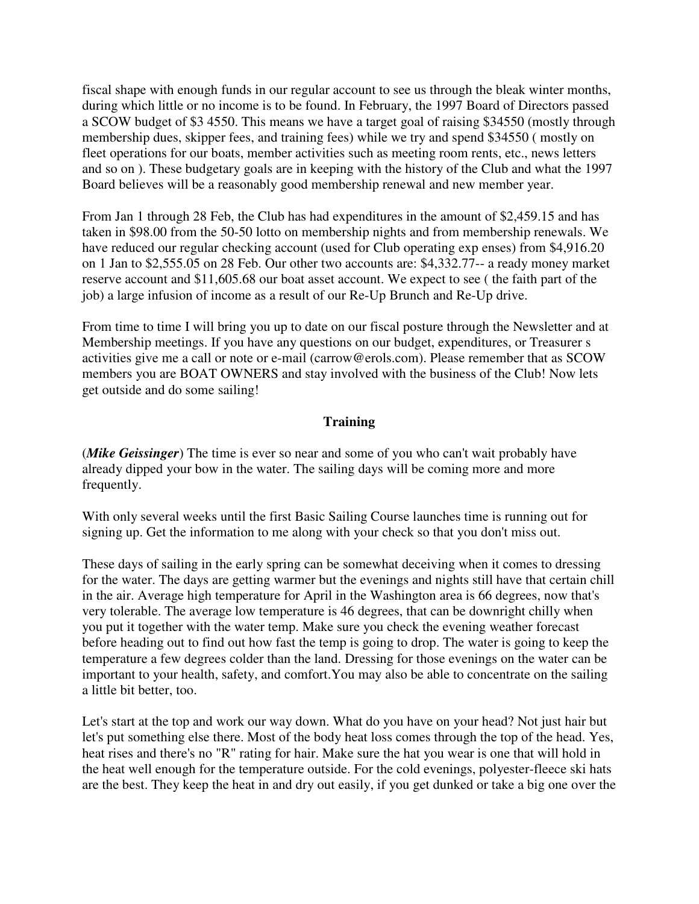fiscal shape with enough funds in our regular account to see us through the bleak winter months, during which little or no income is to be found. In February, the 1997 Board of Directors passed a SCOW budget of $3 4550. This means we have a target goal of raising $34550 (mostly through membership dues, skipper fees, and training fees) while we try and spend $34550 ( mostly on fleet operations for our boats, member activities such as meeting room rents, etc., news letters and so on ). These budgetary goals are in keeping with the history of the Club and what the 1997 Board believes will be a reasonably good membership renewal and new member year.

From Jan 1 through 28 Feb, the Club has had expenditures in the amount of $2,459.15 and has taken in $98.00 from the 50-50 lotto on membership nights and from membership renewals. We have reduced our regular checking account (used for Club operating exp enses) from $4,916.20 on 1 Jan to $2,555.05 on 28 Feb. Our other two accounts are: $4,332.77-- a ready money market reserve account and $11,605.68 our boat asset account. We expect to see ( the faith part of the job) a large infusion of income as a result of our Re-Up Brunch and Re-Up drive.

From time to time I will bring you up to date on our fiscal posture through the Newsletter and at Membership meetings. If you have any questions on our budget, expenditures, or Treasurer s activities give me a call or note or e-mail (carrow@erols.com). Please remember that as SCOW members you are BOAT OWNERS and stay involved with the business of the Club! Now lets get outside and do some sailing!

## Training

(***Mike Geissinger***) The time is ever so near and some of you who can't wait probably have already dipped your bow in the water. The sailing days will be coming more and more frequently.

With only several weeks until the first Basic Sailing Course launches time is running out for signing up. Get the information to me along with your check so that you don't miss out.

These days of sailing in the early spring can be somewhat deceiving when it comes to dressing for the water. The days are getting warmer but the evenings and nights still have that certain chill in the air. Average high temperature for April in the Washington area is 66 degrees, now that's very tolerable. The average low temperature is 46 degrees, that can be downright chilly when you put it together with the water temp. Make sure you check the evening weather forecast before heading out to find out how fast the temp is going to drop. The water is going to keep the temperature a few degrees colder than the land. Dressing for those evenings on the water can be important to your health, safety, and comfort.You may also be able to concentrate on the sailing a little bit better, too.

Let's start at the top and work our way down. What do you have on your head? Not just hair but let's put something else there. Most of the body heat loss comes through the top of the head. Yes, heat rises and there's no "R" rating for hair. Make sure the hat you wear is one that will hold in the heat well enough for the temperature outside. For the cold evenings, polyester-fleece ski hats are the best. They keep the heat in and dry out easily, if you get dunked or take a big one over the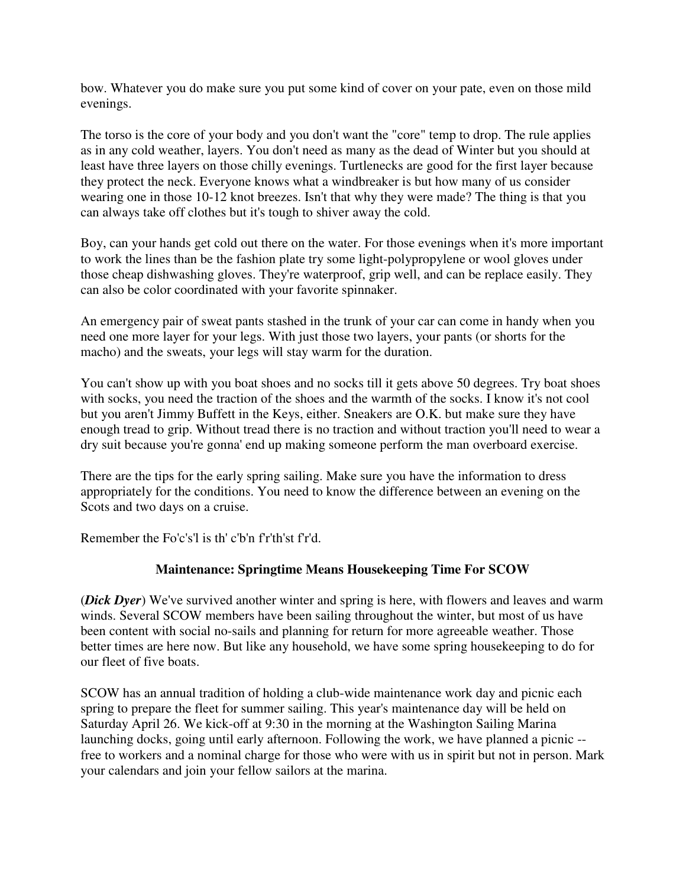bow. Whatever you do make sure you put some kind of cover on your pate, even on those mild evenings.

The torso is the core of your body and you don't want the "core" temp to drop. The rule applies as in any cold weather, layers. You don't need as many as the dead of Winter but you should at least have three layers on those chilly evenings. Turtlenecks are good for the first layer because they protect the neck. Everyone knows what a windbreaker is but how many of us consider wearing one in those 10-12 knot breezes. Isn't that why they were made? The thing is that you can always take off clothes but it's tough to shiver away the cold.

Boy, can your hands get cold out there on the water. For those evenings when it's more important to work the lines than be the fashion plate try some light-polypropylene or wool gloves under those cheap dishwashing gloves. They're waterproof, grip well, and can be replace easily. They can also be color coordinated with your favorite spinnaker.

An emergency pair of sweat pants stashed in the trunk of your car can come in handy when you need one more layer for your legs. With just those two layers, your pants (or shorts for the macho) and the sweats, your legs will stay warm for the duration.

You can't show up with you boat shoes and no socks till it gets above 50 degrees. Try boat shoes with socks, you need the traction of the shoes and the warmth of the socks. I know it's not cool but you aren't Jimmy Buffett in the Keys, either. Sneakers are O.K. but make sure they have enough tread to grip. Without tread there is no traction and without traction you'll need to wear a dry suit because you're gonna' end up making someone perform the man overboard exercise.

There are the tips for the early spring sailing. Make sure you have the information to dress appropriately for the conditions. You need to know the difference between an evening on the Scots and two days on a cruise.

Remember the Fo'c's'l is th' c'b'n f'r'th'st f'r'd.

## Maintenance: Springtime Means Housekeeping Time For SCOW

(***Dick Dyer***) We've survived another winter and spring is here, with flowers and leaves and warm winds. Several SCOW members have been sailing throughout the winter, but most of us have been content with social no-sails and planning for return for more agreeable weather. Those better times are here now. But like any household, we have some spring housekeeping to do for our fleet of five boats.

SCOW has an annual tradition of holding a club-wide maintenance work day and picnic each spring to prepare the fleet for summer sailing. This year's maintenance day will be held on Saturday April 26. We kick-off at 9:30 in the morning at the Washington Sailing Marina launching docks, going until early afternoon. Following the work, we have planned a picnic -- free to workers and a nominal charge for those who were with us in spirit but not in person. Mark your calendars and join your fellow sailors at the marina.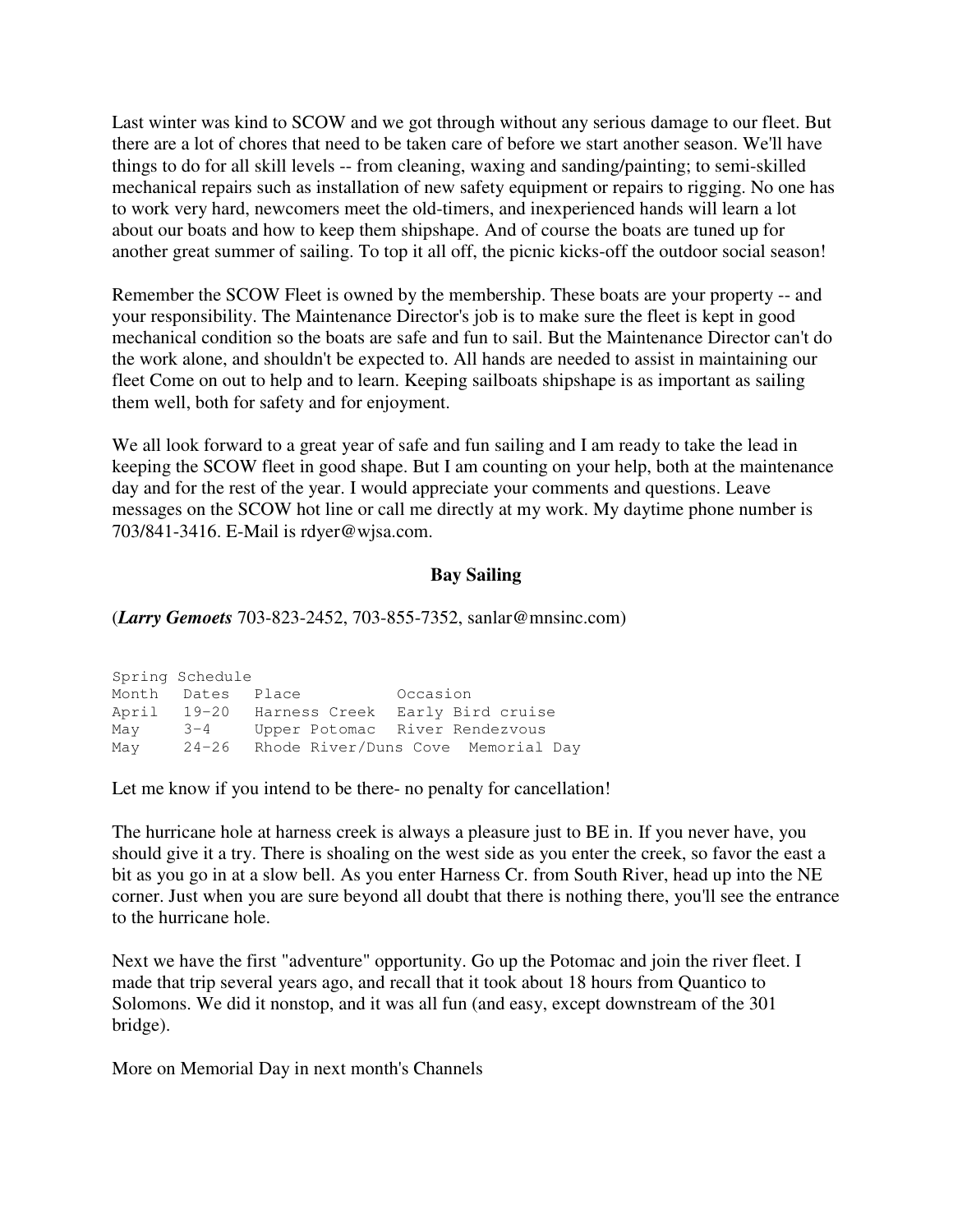Last winter was kind to SCOW and we got through without any serious damage to our fleet. But there are a lot of chores that need to be taken care of before we start another season. We'll have things to do for all skill levels -- from cleaning, waxing and sanding/painting; to semi-skilled mechanical repairs such as installation of new safety equipment or repairs to rigging. No one has to work very hard, newcomers meet the old-timers, and inexperienced hands will learn a lot about our boats and how to keep them shipshape. And of course the boats are tuned up for another great summer of sailing. To top it all off, the picnic kicks-off the outdoor social season!

Remember the SCOW Fleet is owned by the membership. These boats are your property -- and your responsibility. The Maintenance Director's job is to make sure the fleet is kept in good mechanical condition so the boats are safe and fun to sail. But the Maintenance Director can't do the work alone, and shouldn't be expected to. All hands are needed to assist in maintaining our fleet Come on out to help and to learn. Keeping sailboats shipshape is as important as sailing them well, both for safety and for enjoyment.

We all look forward to a great year of safe and fun sailing and I am ready to take the lead in keeping the SCOW fleet in good shape. But I am counting on your help, both at the maintenance day and for the rest of the year. I would appreciate your comments and questions. Leave messages on the SCOW hot line or call me directly at my work. My daytime phone number is 703/841-3416. E-Mail is rdyer@wjsa.com.

## Bay Sailing

(***Larry Gemoets*** 703-823-2452, 703-855-7352, sanlar@mnsinc.com)

```
Spring Schedule
Month  Dates  Place          Occasion
April  19-20  Harness Creek  Early Bird cruise
May    3-4    Upper Potomac  River Rendezvous
May    24-26  Rhode River/Duns Cove  Memorial Day
```

Let me know if you intend to be there- no penalty for cancellation!

The hurricane hole at harness creek is always a pleasure just to BE in. If you never have, you should give it a try. There is shoaling on the west side as you enter the creek, so favor the east a bit as you go in at a slow bell. As you enter Harness Cr. from South River, head up into the NE corner. Just when you are sure beyond all doubt that there is nothing there, you'll see the entrance to the hurricane hole.

Next we have the first "adventure" opportunity. Go up the Potomac and join the river fleet. I made that trip several years ago, and recall that it took about 18 hours from Quantico to Solomons. We did it nonstop, and it was all fun (and easy, except downstream of the 301 bridge).

More on Memorial Day in next month's Channels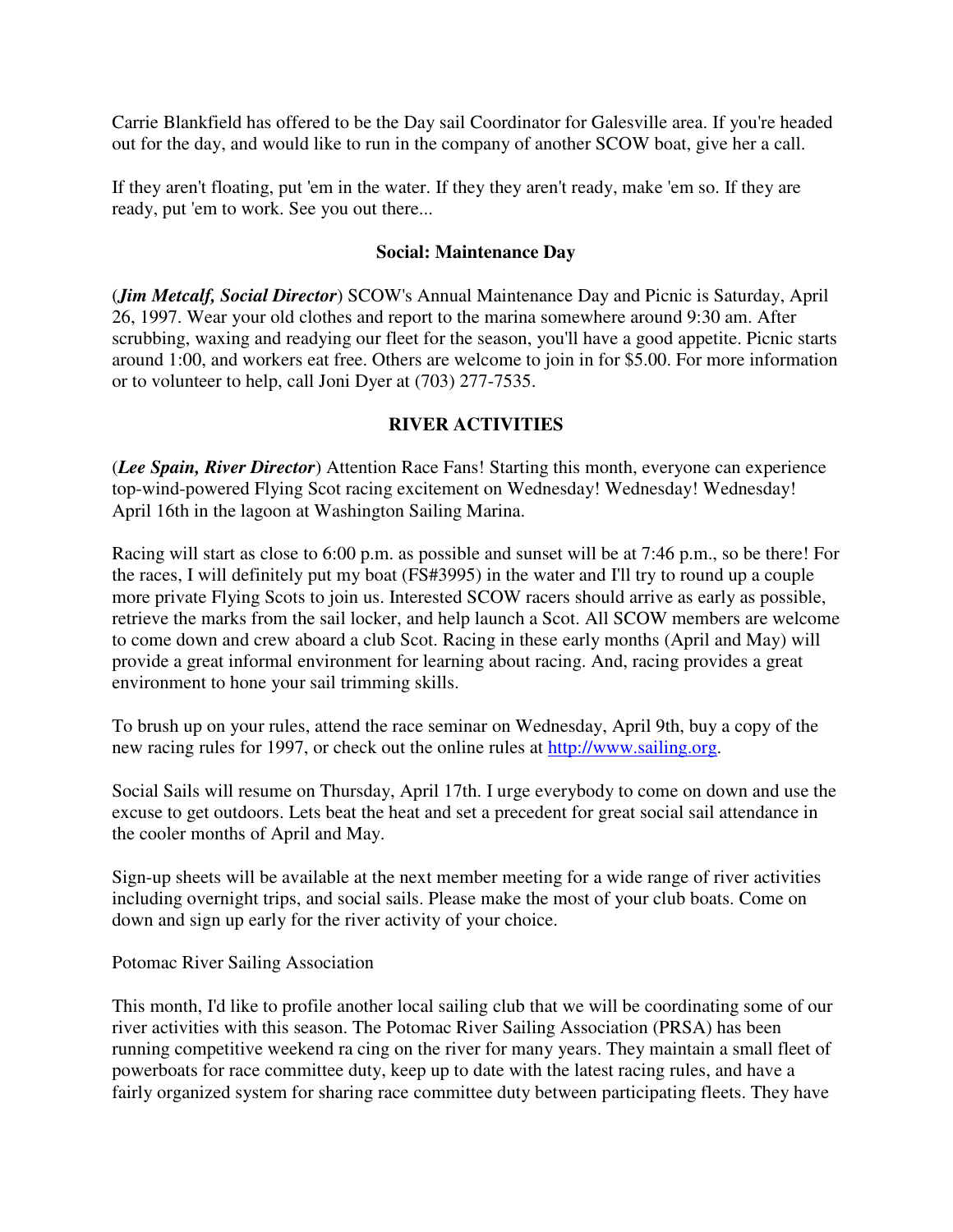Carrie Blankfield has offered to be the Day sail Coordinator for Galesville area. If you're headed out for the day, and would like to run in the company of another SCOW boat, give her a call.

If they aren't floating, put 'em in the water. If they they aren't ready, make 'em so. If they are ready, put 'em to work. See you out there...

### Social: Maintenance Day

(***Jim Metcalf, Social Director***) SCOW's Annual Maintenance Day and Picnic is Saturday, April 26, 1997. Wear your old clothes and report to the marina somewhere around 9:30 am. After scrubbing, waxing and readying our fleet for the season, you'll have a good appetite. Picnic starts around 1:00, and workers eat free. Others are welcome to join in for $5.00. For more information or to volunteer to help, call Joni Dyer at (703) 277-7535.

## RIVER ACTIVITIES

(***Lee Spain, River Director***) Attention Race Fans! Starting this month, everyone can experience top-wind-powered Flying Scot racing excitement on Wednesday! Wednesday! Wednesday! April 16th in the lagoon at Washington Sailing Marina.

Racing will start as close to 6:00 p.m. as possible and sunset will be at 7:46 p.m., so be there! For the races, I will definitely put my boat (FS#3995) in the water and I'll try to round up a couple more private Flying Scots to join us. Interested SCOW racers should arrive as early as possible, retrieve the marks from the sail locker, and help launch a Scot. All SCOW members are welcome to come down and crew aboard a club Scot. Racing in these early months (April and May) will provide a great informal environment for learning about racing. And, racing provides a great environment to hone your sail trimming skills.

To brush up on your rules, attend the race seminar on Wednesday, April 9th, buy a copy of the new racing rules for 1997, or check out the online rules at http://www.sailing.org.

Social Sails will resume on Thursday, April 17th. I urge everybody to come on down and use the excuse to get outdoors. Lets beat the heat and set a precedent for great social sail attendance in the cooler months of April and May.

Sign-up sheets will be available at the next member meeting for a wide range of river activities including overnight trips, and social sails. Please make the most of your club boats. Come on down and sign up early for the river activity of your choice.

Potomac River Sailing Association

This month, I'd like to profile another local sailing club that we will be coordinating some of our river activities with this season. The Potomac River Sailing Association (PRSA) has been running competitive weekend ra cing on the river for many years. They maintain a small fleet of powerboats for race committee duty, keep up to date with the latest racing rules, and have a fairly organized system for sharing race committee duty between participating fleets. They have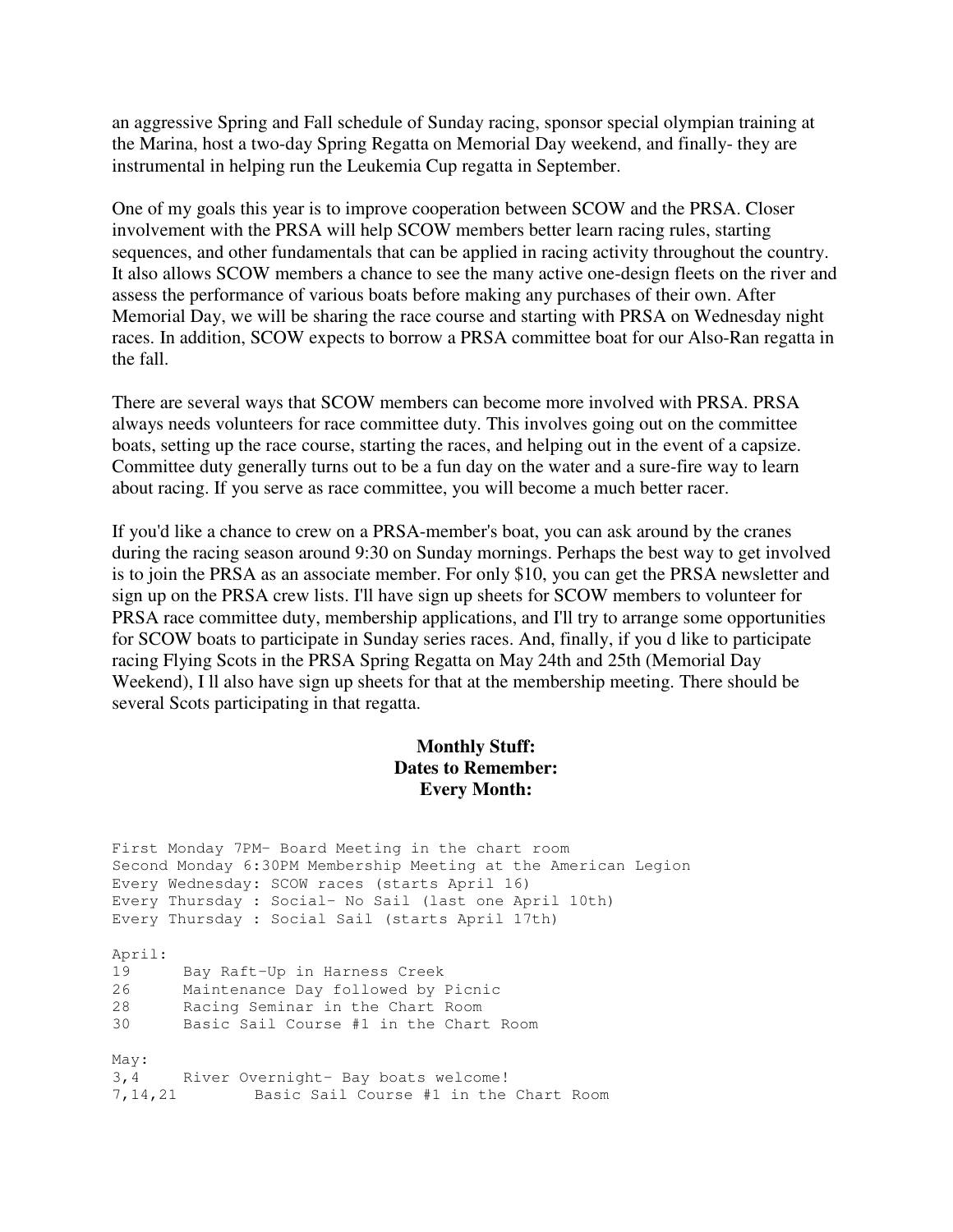an aggressive Spring and Fall schedule of Sunday racing, sponsor special olympian training at the Marina, host a two-day Spring Regatta on Memorial Day weekend, and finally- they are instrumental in helping run the Leukemia Cup regatta in September.

One of my goals this year is to improve cooperation between SCOW and the PRSA. Closer involvement with the PRSA will help SCOW members better learn racing rules, starting sequences, and other fundamentals that can be applied in racing activity throughout the country. It also allows SCOW members a chance to see the many active one-design fleets on the river and assess the performance of various boats before making any purchases of their own. After Memorial Day, we will be sharing the race course and starting with PRSA on Wednesday night races. In addition, SCOW expects to borrow a PRSA committee boat for our Also-Ran regatta in the fall.

There are several ways that SCOW members can become more involved with PRSA. PRSA always needs volunteers for race committee duty. This involves going out on the committee boats, setting up the race course, starting the races, and helping out in the event of a capsize. Committee duty generally turns out to be a fun day on the water and a sure-fire way to learn about racing. If you serve as race committee, you will become a much better racer.

If you'd like a chance to crew on a PRSA-member's boat, you can ask around by the cranes during the racing season around 9:30 on Sunday mornings. Perhaps the best way to get involved is to join the PRSA as an associate member. For only $10, you can get the PRSA newsletter and sign up on the PRSA crew lists. I'll have sign up sheets for SCOW members to volunteer for PRSA race committee duty, membership applications, and I'll try to arrange some opportunities for SCOW boats to participate in Sunday series races. And, finally, if you d like to participate racing Flying Scots in the PRSA Spring Regatta on May 24th and 25th (Memorial Day Weekend), I ll also have sign up sheets for that at the membership meeting. There should be several Scots participating in that regatta.

**Monthly Stuff:**
**Dates to Remember:**
**Every Month:**

```
First Monday 7PM- Board Meeting in the chart room
Second Monday 6:30PM Membership Meeting at the American Legion
Every Wednesday: SCOW races (starts April 16)
Every Thursday : Social- No Sail (last one April 10th)
Every Thursday : Social Sail (starts April 17th)

April:
19      Bay Raft-Up in Harness Creek
26      Maintenance Day followed by Picnic
28      Racing Seminar in the Chart Room
30      Basic Sail Course #1 in the Chart Room

May:
3,4     River Overnight- Bay boats welcome!
7,14,21         Basic Sail Course #1 in the Chart Room
```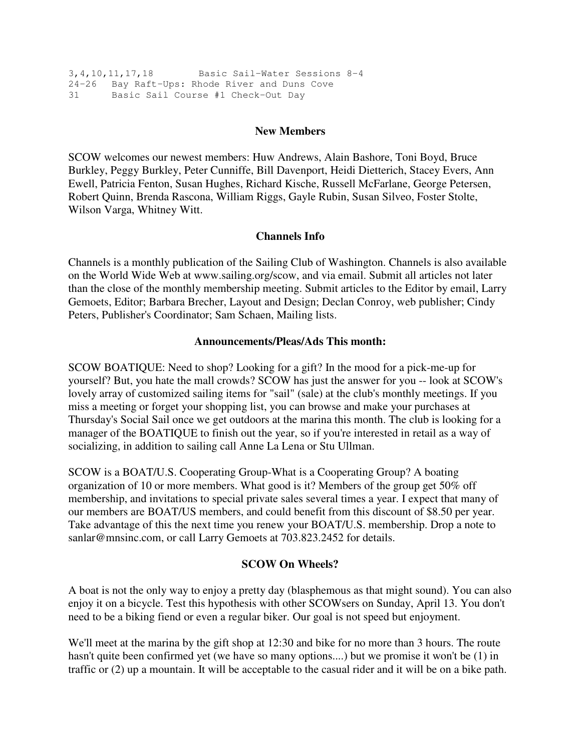```
3,4,10,11,17,18        Basic Sail-Water Sessions 8-4
24-26   Bay Raft-Ups: Rhode River and Duns Cove
31      Basic Sail Course #1 Check-Out Day
```

### New Members

SCOW welcomes our newest members: Huw Andrews, Alain Bashore, Toni Boyd, Bruce Burkley, Peggy Burkley, Peter Cunniffe, Bill Davenport, Heidi Dietterich, Stacey Evers, Ann Ewell, Patricia Fenton, Susan Hughes, Richard Kische, Russell McFarlane, George Petersen, Robert Quinn, Brenda Rascona, William Riggs, Gayle Rubin, Susan Silveo, Foster Stolte, Wilson Varga, Whitney Witt.

### Channels Info

Channels is a monthly publication of the Sailing Club of Washington. Channels is also available on the World Wide Web at www.sailing.org/scow, and via email. Submit all articles not later than the close of the monthly membership meeting. Submit articles to the Editor by email, Larry Gemoets, Editor; Barbara Brecher, Layout and Design; Declan Conroy, web publisher; Cindy Peters, Publisher's Coordinator; Sam Schaen, Mailing lists.

### Announcements/Pleas/Ads This month:

SCOW BOATIQUE: Need to shop? Looking for a gift? In the mood for a pick-me-up for yourself? But, you hate the mall crowds? SCOW has just the answer for you -- look at SCOW's lovely array of customized sailing items for "sail" (sale) at the club's monthly meetings. If you miss a meeting or forget your shopping list, you can browse and make your purchases at Thursday's Social Sail once we get outdoors at the marina this month. The club is looking for a manager of the BOATIQUE to finish out the year, so if you're interested in retail as a way of socializing, in addition to sailing call Anne La Lena or Stu Ullman.

SCOW is a BOAT/U.S. Cooperating Group-What is a Cooperating Group? A boating organization of 10 or more members. What good is it? Members of the group get 50% off membership, and invitations to special private sales several times a year. I expect that many of our members are BOAT/US members, and could benefit from this discount of $8.50 per year. Take advantage of this the next time you renew your BOAT/U.S. membership. Drop a note to sanlar@mnsinc.com, or call Larry Gemoets at 703.823.2452 for details.

### SCOW On Wheels?

A boat is not the only way to enjoy a pretty day (blasphemous as that might sound). You can also enjoy it on a bicycle. Test this hypothesis with other SCOWsers on Sunday, April 13. You don't need to be a biking fiend or even a regular biker. Our goal is not speed but enjoyment.

We'll meet at the marina by the gift shop at 12:30 and bike for no more than 3 hours. The route hasn't quite been confirmed yet (we have so many options....) but we promise it won't be (1) in traffic or (2) up a mountain. It will be acceptable to the casual rider and it will be on a bike path.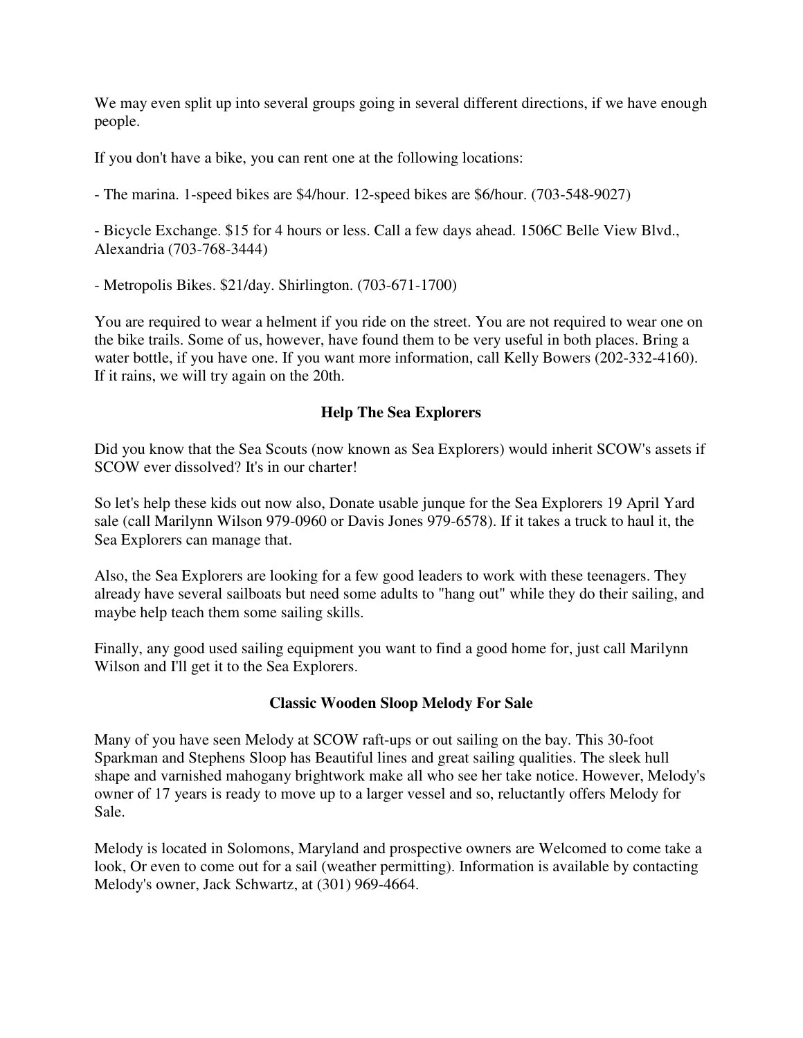We may even split up into several groups going in several different directions, if we have enough people.

If you don't have a bike, you can rent one at the following locations:

- The marina. 1-speed bikes are $4/hour. 12-speed bikes are $6/hour. (703-548-9027)

- Bicycle Exchange. $15 for 4 hours or less. Call a few days ahead. 1506C Belle View Blvd., Alexandria (703-768-3444)

- Metropolis Bikes. $21/day. Shirlington. (703-671-1700)

You are required to wear a helment if you ride on the street. You are not required to wear one on the bike trails. Some of us, however, have found them to be very useful in both places. Bring a water bottle, if you have one. If you want more information, call Kelly Bowers (202-332-4160). If it rains, we will try again on the 20th.

## Help The Sea Explorers

Did you know that the Sea Scouts (now known as Sea Explorers) would inherit SCOW's assets if SCOW ever dissolved? It's in our charter!

So let's help these kids out now also, Donate usable junque for the Sea Explorers 19 April Yard sale (call Marilynn Wilson 979-0960 or Davis Jones 979-6578). If it takes a truck to haul it, the Sea Explorers can manage that.

Also, the Sea Explorers are looking for a few good leaders to work with these teenagers. They already have several sailboats but need some adults to "hang out" while they do their sailing, and maybe help teach them some sailing skills.

Finally, any good used sailing equipment you want to find a good home for, just call Marilynn Wilson and I'll get it to the Sea Explorers.

## Classic Wooden Sloop Melody For Sale

Many of you have seen Melody at SCOW raft-ups or out sailing on the bay. This 30-foot Sparkman and Stephens Sloop has Beautiful lines and great sailing qualities. The sleek hull shape and varnished mahogany brightwork make all who see her take notice. However, Melody's owner of 17 years is ready to move up to a larger vessel and so, reluctantly offers Melody for Sale.

Melody is located in Solomons, Maryland and prospective owners are Welcomed to come take a look, Or even to come out for a sail (weather permitting). Information is available by contacting Melody's owner, Jack Schwartz, at (301) 969-4664.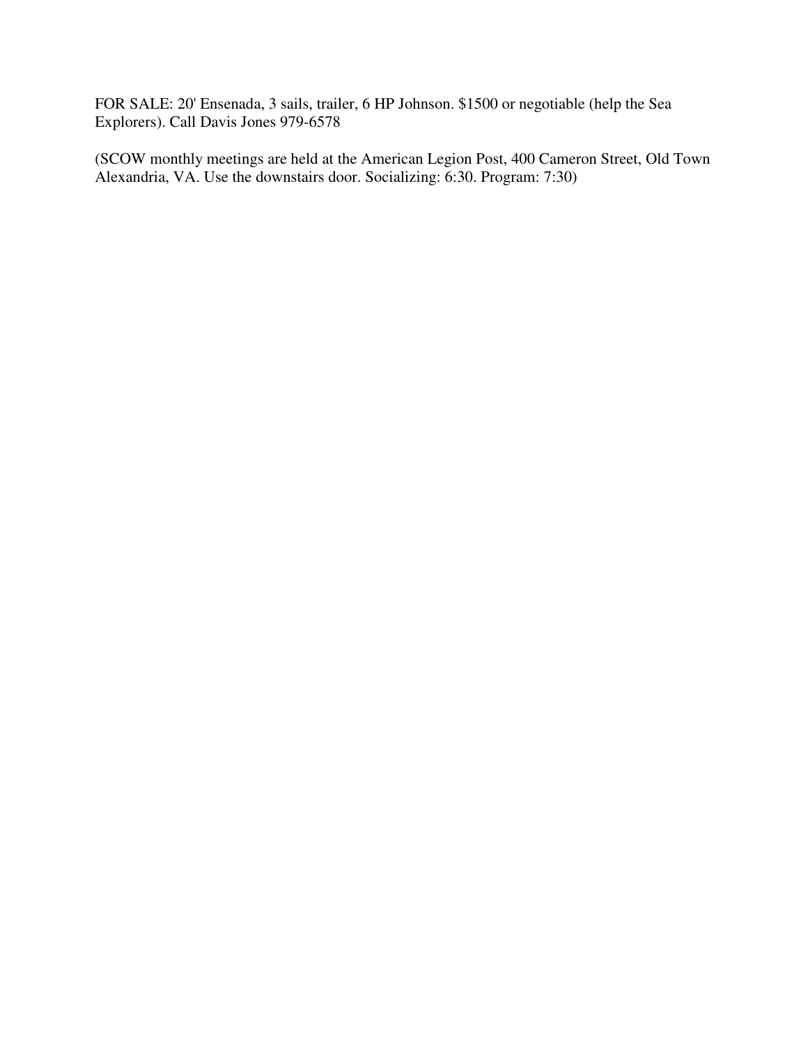FOR SALE: 20' Ensenada, 3 sails, trailer, 6 HP Johnson. $1500 or negotiable (help the Sea Explorers). Call Davis Jones 979-6578

(SCOW monthly meetings are held at the American Legion Post, 400 Cameron Street, Old Town Alexandria, VA. Use the downstairs door. Socializing: 6:30. Program: 7:30)